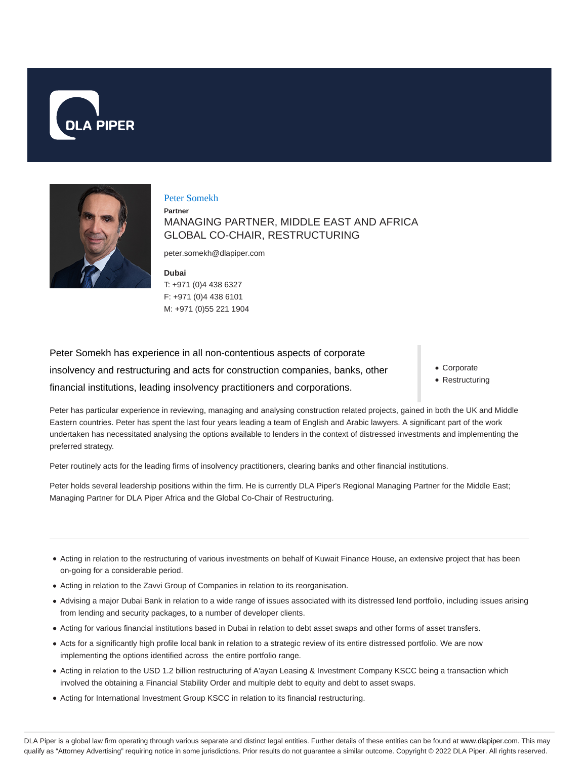# Peter Somekh

**Partner**

MANAGING PARTNER, MIDDLE EAST AND AFRICA
GLOBAL CO-CHAIR, RESTRUCTURING

peter.somekh@dlapiper.com

**Dubai**
T: +971 (0)4 438 6327
F: +971 (0)4 438 6101
M: +971 (0)55 221 1904

Peter Somekh has experience in all non-contentious aspects of corporate insolvency and restructuring and acts for construction companies, banks, other financial institutions, leading insolvency practitioners and corporations.

- Corporate
- Restructuring

Peter has particular experience in reviewing, managing and analysing construction related projects, gained in both the UK and Middle Eastern countries. Peter has spent the last four years leading a team of English and Arabic lawyers. A significant part of the work undertaken has necessitated analysing the options available to lenders in the context of distressed investments and implementing the preferred strategy.

Peter routinely acts for the leading firms of insolvency practitioners, clearing banks and other financial institutions.

Peter holds several leadership positions within the firm. He is currently DLA Piper's Regional Managing Partner for the Middle East; Managing Partner for DLA Piper Africa and the Global Co-Chair of Restructuring.

---

- Acting in relation to the restructuring of various investments on behalf of Kuwait Finance House, an extensive project that has been on-going for a considerable period.
- Acting in relation to the Zavvi Group of Companies in relation to its reorganisation.
- Advising a major Dubai Bank in relation to a wide range of issues associated with its distressed lend portfolio, including issues arising from lending and security packages, to a number of developer clients.
- Acting for various financial institutions based in Dubai in relation to debt asset swaps and other forms of asset transfers.
- Acts for a significantly high profile local bank in relation to a strategic review of its entire distressed portfolio. We are now implementing the options identified across the entire portfolio range.
- Acting in relation to the USD 1.2 billion restructuring of A'ayan Leasing & Investment Company KSCC being a transaction which involved the obtaining a Financial Stability Order and multiple debt to equity and debt to asset swaps.
- Acting for International Investment Group KSCC in relation to its financial restructuring.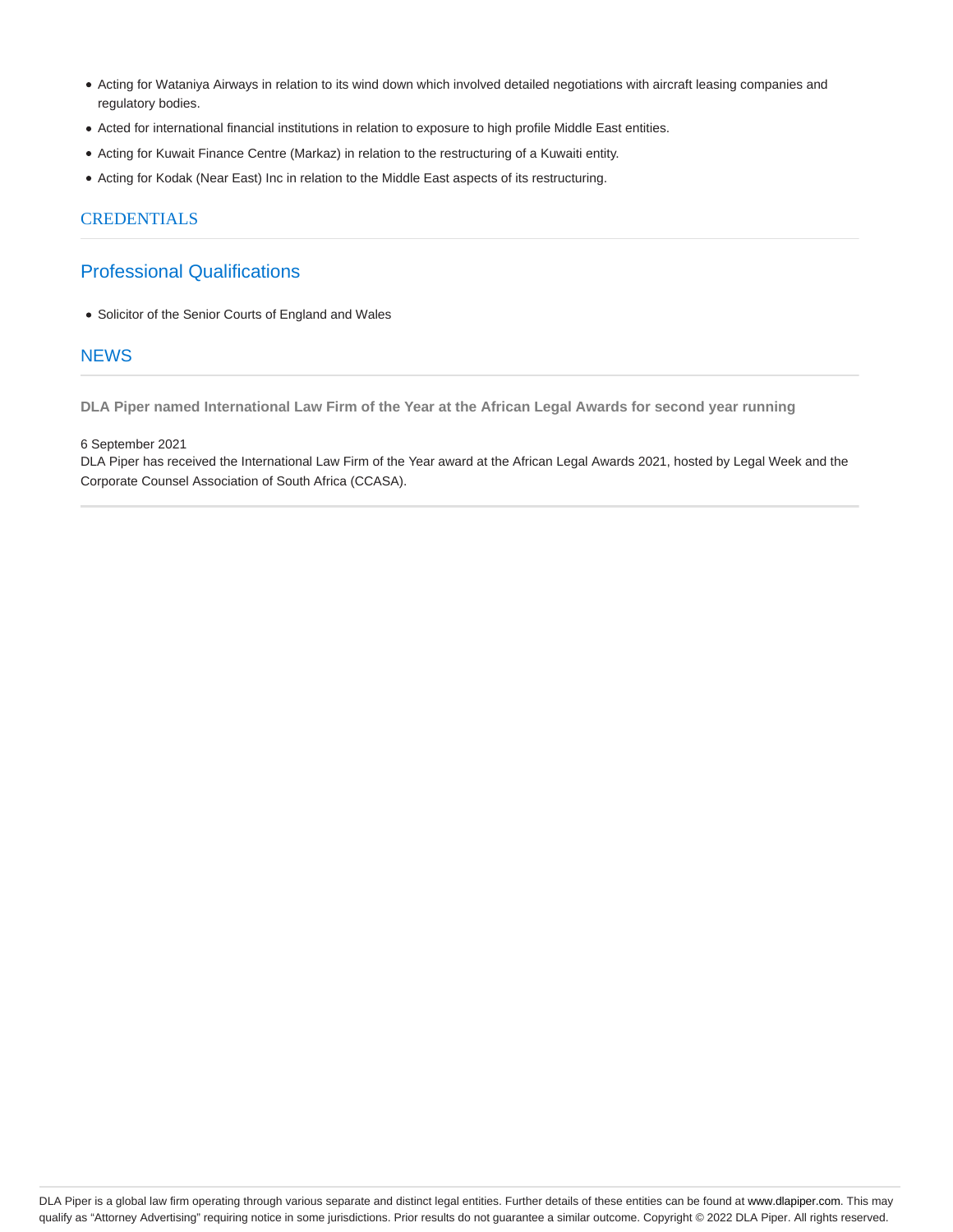- Acting for Wataniya Airways in relation to its wind down which involved detailed negotiations with aircraft leasing companies and regulatory bodies.
- Acted for international financial institutions in relation to exposure to high profile Middle East entities.
- Acting for Kuwait Finance Centre (Markaz) in relation to the restructuring of a Kuwaiti entity.
- Acting for Kodak (Near East) Inc in relation to the Middle East aspects of its restructuring.

## CREDENTIALS

### Professional Qualifications

- Solicitor of the Senior Courts of England and Wales

## NEWS

**DLA Piper named International Law Firm of the Year at the African Legal Awards for second year running**

6 September 2021

DLA Piper has received the International Law Firm of the Year award at the African Legal Awards 2021, hosted by Legal Week and the Corporate Counsel Association of South Africa (CCASA).

DLA Piper is a global law firm operating through various separate and distinct legal entities. Further details of these entities can be found at www.dlapiper.com. This may qualify as "Attorney Advertising" requiring notice in some jurisdictions. Prior results do not guarantee a similar outcome. Copyright © 2022 DLA Piper. All rights reserved.